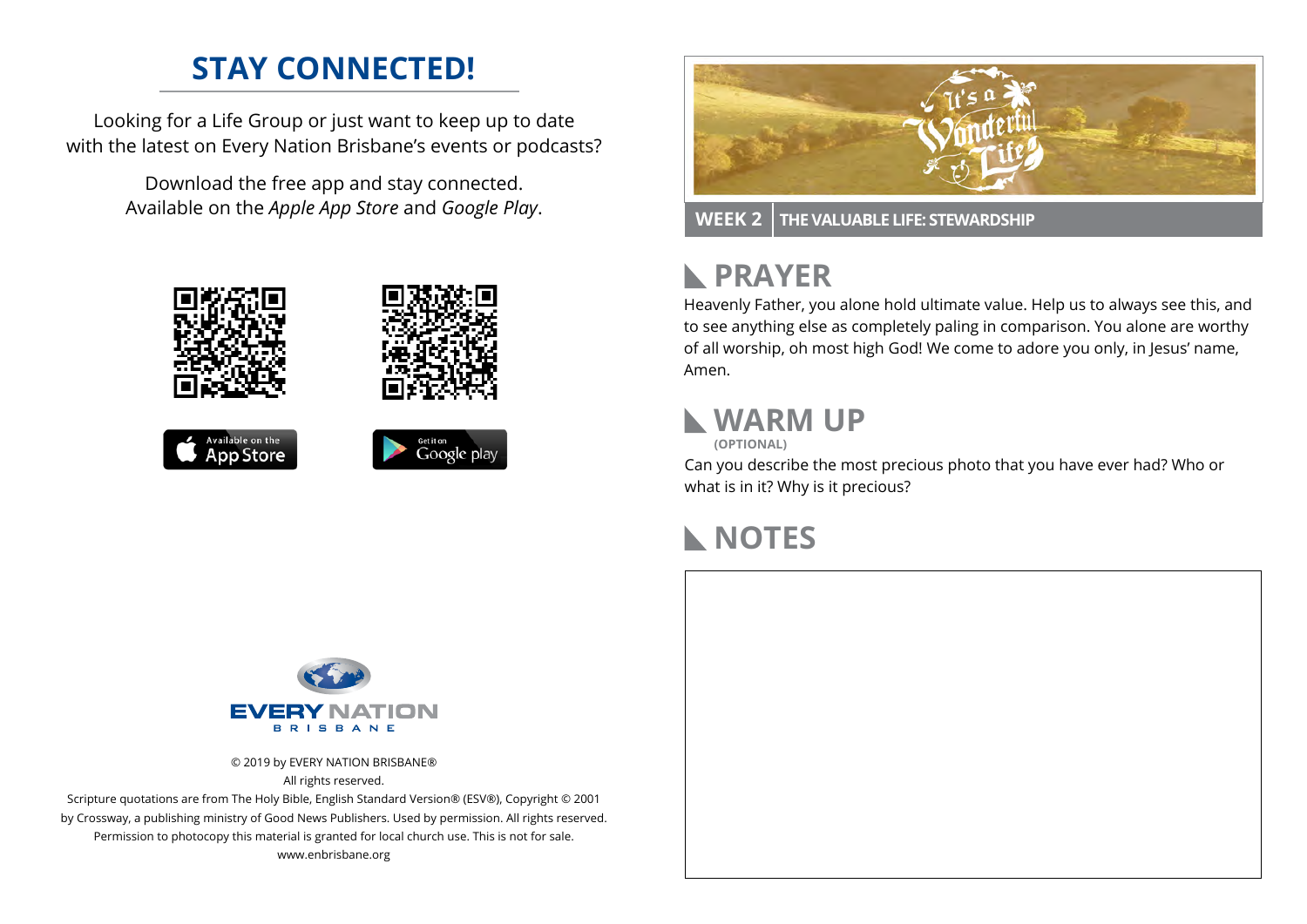# STAY CONNECTED!

Looking for a Life Group or just want to keep up to date with the latest on Every Nation Brisbane's events or podcasts?

Download the free app and stay connected. Available on the *Apple App Store* and *Google Play*.

© 2019 by EVERY NATION BRISBANE®
All rights reserved.
Scripture quotations are from The Holy Bible, English Standard Version® (ESV®), Copyright © 2001 by Crossway, a publishing ministry of Good News Publishers. Used by permission. All rights reserved.
Permission to photocopy this material is granted for local church use. This is not for sale.
www.enbrisbane.org

**WEEK 2** | **THE VALUABLE LIFE: STEWARDSHIP**

## PRAYER

Heavenly Father, you alone hold ultimate value. Help us to always see this, and to see anything else as completely paling in comparison. You alone are worthy of all worship, oh most high God! We come to adore you only, in Jesus' name, Amen.

## WARM UP

**(OPTIONAL)**

Can you describe the most precious photo that you have ever had? Who or what is in it? Why is it precious?

## NOTES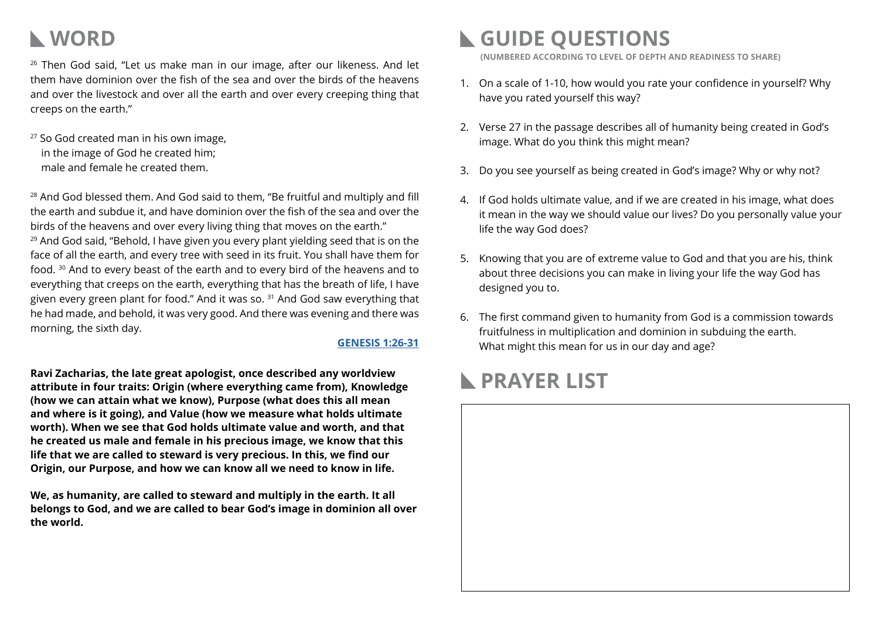## WORD

[26] Then God said, "Let us make man in our image, after our likeness. And let them have dominion over the fish of the sea and over the birds of the heavens and over the livestock and over all the earth and over every creeping thing that creeps on the earth."

[27] So God created man in his own image,  
in the image of God he created him;  
male and female he created them.

[28] And God blessed them. And God said to them, "Be fruitful and multiply and fill the earth and subdue it, and have dominion over the fish of the sea and over the birds of the heavens and over every living thing that moves on the earth."
[29] And God said, "Behold, I have given you every plant yielding seed that is on the face of all the earth, and every tree with seed in its fruit. You shall have them for food. [30] And to every beast of the earth and to every bird of the heavens and to everything that creeps on the earth, everything that has the breath of life, I have given every green plant for food." And it was so. [31] And God saw everything that he had made, and behold, it was very good. And there was evening and there was morning, the sixth day.

**GENESIS 1:26-31**

**Ravi Zacharias, the late great apologist, once described any worldview attribute in four traits: Origin (where everything came from), Knowledge (how we can attain what we know), Purpose (what does this all mean and where is it going), and Value (how we measure what holds ultimate worth). When we see that God holds ultimate value and worth, and that he created us male and female in his precious image, we know that this life that we are called to steward is very precious. In this, we find our Origin, our Purpose, and how we can know all we need to know in life.**

**We, as humanity, are called to steward and multiply in the earth. It all belongs to God, and we are called to bear God's image in dominion all over the world.**

## GUIDE QUESTIONS

**(NUMBERED ACCORDING TO LEVEL OF DEPTH AND READINESS TO SHARE)**

1. On a scale of 1-10, how would you rate your confidence in yourself? Why have you rated yourself this way?
2. Verse 27 in the passage describes all of humanity being created in God's image. What do you think this might mean?
3. Do you see yourself as being created in God's image? Why or why not?
4. If God holds ultimate value, and if we are created in his image, what does it mean in the way we should value our lives? Do you personally value your life the way God does?
5. Knowing that you are of extreme value to God and that you are his, think about three decisions you can make in living your life the way God has designed you to.
6. The first command given to humanity from God is a commission towards fruitfulness in multiplication and dominion in subduing the earth. What might this mean for us in our day and age?

## PRAYER LIST